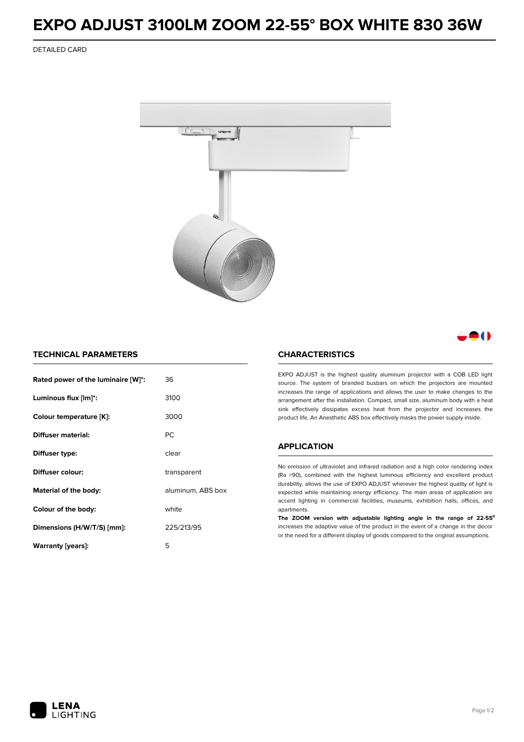# EXPO ADJUST 3100LM ZOOM 22-55° BOX WHITE 830 36W

DETAILED CARD

## TECHNICAL PARAMETERS

| | |
|---|---|
| **Rated power of the luminaire [W]*:** | 36 |
| **Luminous flux [lm]*:** | 3100 |
| **Colour temperature [K]:** | 3000 |
| **Diffuser material:** | PC |
| **Diffuser type:** | clear |
| **Diffuser colour:** | transparent |
| **Material of the body:** | aluminum, ABS box |
| **Colour of the body:** | white |
| **Dimensions (H/W/T/S) [mm]:** | 225/213/95 |
| **Warranty [years]:** | 5 |

## CHARACTERISTICS

EXPO ADJUST is the highest quality aluminum projector with a COB LED light source. The system of branded busbars on which the projectors are mounted increases the range of applications and allows the user to make changes to the arrangement after the installation. Compact, small size, aluminum body with a heat sink effectively dissipates excess heat from the projector and increases the product life. An Anesthetic ABS box effectively masks the power supply inside.

## APPLICATION

No emission of ultraviolet and infrared radiation and a high color rendering index (Ra >90), combined with the highest luminous efficiency and excellent product durability, allows the use of EXPO ADJUST wherever the highest quality of light is expected while maintaining energy efficiency. The main areas of application are accent lighting in commercial facilities, museums, exhibition halls, offices, and apartments.

**The ZOOM version with adjustable lighting angle in the range of 22-55°** increases the adaptive value of the product in the event of a change in the decor or the need for a different display of goods compared to the original assumptions.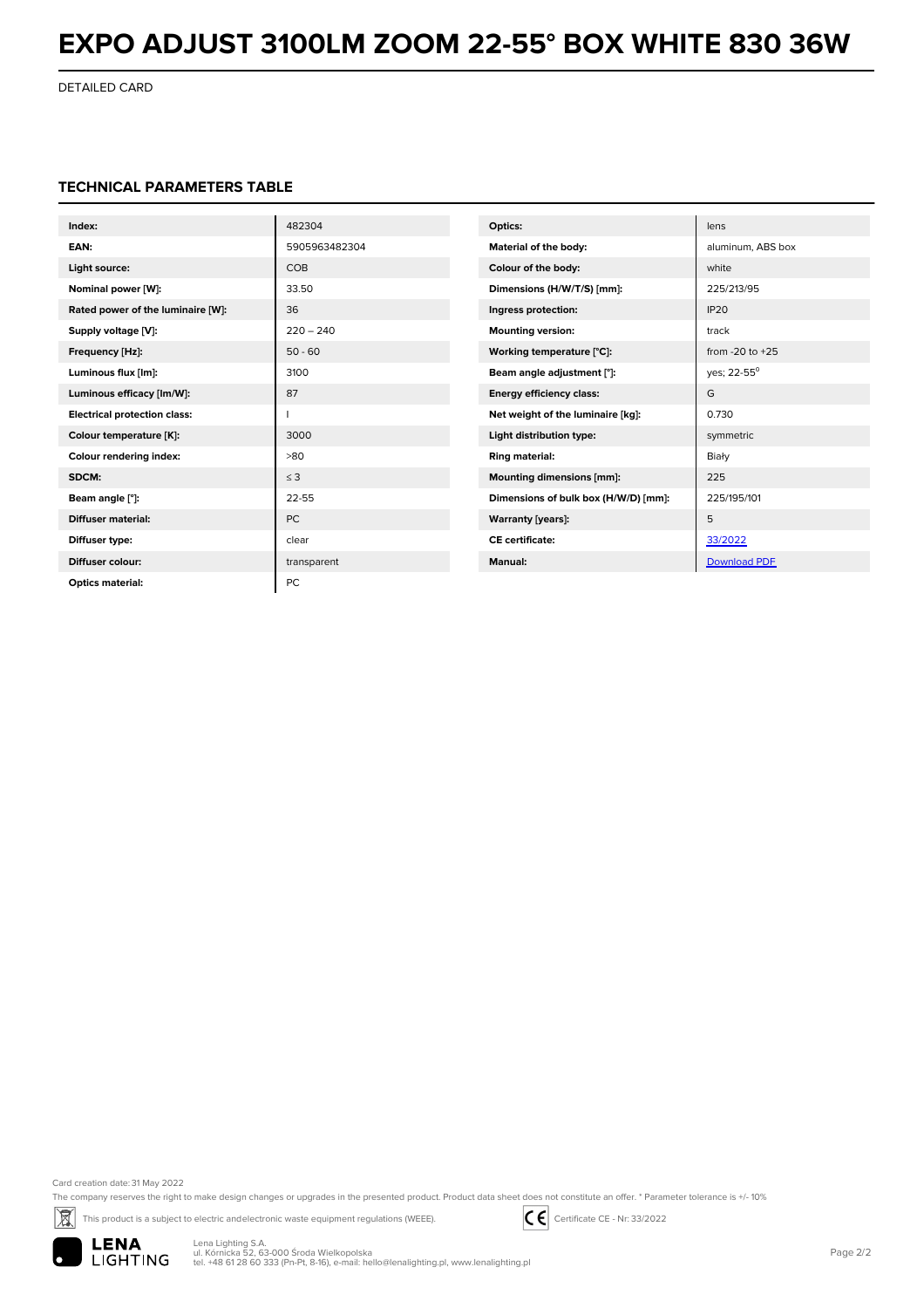# EXPO ADJUST 3100LM ZOOM 22-55° BOX WHITE 830 36W

DETAILED CARD

## TECHNICAL PARAMETERS TABLE

| | |
|---|---|
| **Index:** | 482304 |
| **EAN:** | 5905963482304 |
| **Light source:** | COB |
| **Nominal power [W]:** | 33.50 |
| **Rated power of the luminaire [W]:** | 36 |
| **Supply voltage [V]:** | 220 – 240 |
| **Frequency [Hz]:** | 50 - 60 |
| **Luminous flux [lm]:** | 3100 |
| **Luminous efficacy [lm/W]:** | 87 |
| **Electrical protection class:** | I |
| **Colour temperature [K]:** | 3000 |
| **Colour rendering index:** | >80 |
| **SDCM:** | ≤ 3 |
| **Beam angle [°]:** | 22-55 |
| **Diffuser material:** | PC |
| **Diffuser type:** | clear |
| **Diffuser colour:** | transparent |
| **Optics material:** | PC |

| | |
|---|---|
| **Optics:** | lens |
| **Material of the body:** | aluminum, ABS box |
| **Colour of the body:** | white |
| **Dimensions (H/W/T/S) [mm]:** | 225/213/95 |
| **Ingress protection:** | IP20 |
| **Mounting version:** | track |
| **Working temperature [°C]:** | from -20 to +25 |
| **Beam angle adjustment [°]:** | yes; 22-55° |
| **Energy efficiency class:** | G |
| **Net weight of the luminaire [kg]:** | 0.730 |
| **Light distribution type:** | symmetric |
| **Ring material:** | Biały |
| **Mounting dimensions [mm]:** | 225 |
| **Dimensions of bulk box (H/W/D) [mm]:** | 225/195/101 |
| **Warranty [years]:** | 5 |
| **CE certificate:** | 33/2022 |
| **Manual:** | Download PDF |

Card creation date: 31 May 2022

The company reserves the right to make design changes or upgrades in the presented product. Product data sheet does not constitute an offer. * Parameter tolerance is +/- 10%

This product is a subject to electric andelectronic waste equipment regulations (WEEE).

Certificate CE - Nr: 33/2022

Lena Lighting S.A.
ul. Kórnicka 52, 63-000 Środa Wielkopolska
tel. +48 61 28 60 333 (Pn-Pt, 8-16), e-mail: hello@lenalighting.pl, www.lenalighting.pl